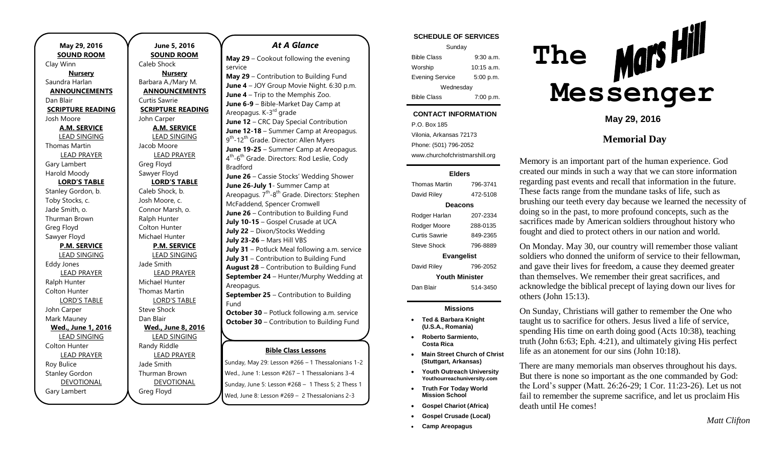**May 29, 2016**
**SOUND ROOM**
Clay Winn
**Nursery**
Saundra Harlan
**ANNOUNCEMENTS**
Dan Blair
**SCRIPTURE READING**
Josh Moore
**A.M. SERVICE**
LEAD SINGING
Thomas Martin
LEAD PRAYER
Gary Lambert
Harold Moody
**LORD'S TABLE**
Stanley Gordon, b.
Toby Stocks, c.
Jade Smith, o.
Thurman Brown
Greg Floyd
Sawyer Floyd
**P.M. SERVICE**
LEAD SINGING
Eddy Jones
LEAD PRAYER
Ralph Hunter
Colton Hunter
LORD'S TABLE
John Carper
Mark Mauney
**Wed., June 1, 2016**
LEAD SINGING
Colton Hunter
LEAD PRAYER
Roy Bulice
Stanley Gordon
DEVOTIONAL
Gary Lambert

**June 5, 2016**
**SOUND ROOM**
Caleb Shock
**Nursery**
Barbara A./Mary M.
**ANNOUNCEMENTS**
Curtis Sawrie
**SCRIPTURE READING**
John Carper
**A.M. SERVICE**
LEAD SINGING
Jacob Moore
LEAD PRAYER
Greg Floyd
Sawyer Floyd
**LORD'S TABLE**
Caleb Shock, b.
Josh Moore, c.
Connor Marsh, o.
Ralph Hunter
Colton Hunter
Michael Hunter
**P.M. SERVICE**
LEAD SINGING
Jade Smith
LEAD PRAYER
Michael Hunter
Thomas Martin
LORD'S TABLE
Steve Shock
Dan Blair
**Wed., June 8, 2016**
LEAD SINGING
Randy Riddle
LEAD PRAYER
Jade Smith
Thurman Brown
DEVOTIONAL
Greg Floyd

## *At A Glance*

**May 29** – Cookout following the evening service
**May 29** – Contribution to Building Fund
**June 4** – JOY Group Movie Night. 6:30 p.m.
**June 4** – Trip to the Memphis Zoo.
**June 6-9** – Bible-Market Day Camp at Areopagus. K-3rd grade
**June 12** – CRC Day Special Contribution
**June 12-18** – Summer Camp at Areopagus. 9th-12th Grade. Director: Allen Myers
**June 19-25** – Summer Camp at Areopagus. 4th-6th Grade. Directors: Rod Leslie, Cody Bradford
**June 26** – Cassie Stocks' Wedding Shower
**June 26-July 1**- Summer Camp at Areopagus. 7th-8th Grade. Directors: Stephen McFaddend, Spencer Cromwell
**June 26** – Contribution to Building Fund
**July 10-15** – Gospel Crusade at UCA
**July 22** – Dixon/Stocks Wedding
**July 23-26** – Mars Hill VBS
**July 31** – Potluck Meal following a.m. service
**July 31** – Contribution to Building Fund
**August 28** – Contribution to Building Fund
**September 24** – Hunter/Murphy Wedding at Areopagus.
**September 25** – Contribution to Building Fund
**October 30** – Potluck following a.m. service
**October 30** – Contribution to Building Fund

**Bible Class Lessons**

Sunday, May 29: Lesson #266 – 1 Thessalonians 1-2
Wed., June 1: Lesson #267 – 1 Thessalonians 3-4
Sunday, June 5: Lesson #268 – 1 Thess 5; 2 Thess 1
Wed, June 8: Lesson #269 – 2 Thessalonians 2-3

**SCHEDULE OF SERVICES**

| Sunday | |
|---|---|
| Bible Class | 9:30 a.m. |
| Worship | 10:15 a.m. |
| Evening Service | 5:00 p.m. |
| Wednesday | |
| Bible Class | 7:00 p.m. |

**CONTACT INFORMATION**
P.O. Box 185
Vilonia, Arkansas 72173
Phone: (501) 796-2052
www.churchofchristmarshill.org

**Elders**

| | |
|---|---|
| Thomas Martin | 796-3741 |
| David Riley | 472-5108 |
| **Deacons** | |
| Rodger Harlan | 207-2334 |
| Rodger Moore | 288-0135 |
| Curtis Sawrie | 849-2365 |
| Steve Shock | 796-8889 |
| **Evangelist** | |
| David Riley | 796-2052 |
| **Youth Minister** | |
| Dan Blair | 514-3450 |

**Missions**

- **Ted & Barbara Knight (U.S.A., Romania)**
- **Roberto Sarmiento, Costa Rica**
- **Main Street Church of Christ (Stuttgart, Arkansas)**
- **Youth Outreach University** Youthourreachuniversity.com
- **Truth For Today World Mission School**
- **Gospel Chariot (Africa)**
- **Gospel Crusade (Local)**
- **Camp Areopagus**

# The Mars Hill Messenger

**May 29, 2016**

## Memorial Day

Memory is an important part of the human experience. God created our minds in such a way that we can store information regarding past events and recall that information in the future. These facts range from the mundane tasks of life, such as brushing our teeth every day because we learned the necessity of doing so in the past, to more profound concepts, such as the sacrifices made by American soldiers throughout history who fought and died to protect others in our nation and world.

On Monday. May 30, our country will remember those valiant soldiers who donned the uniform of service to their fellowman, and gave their lives for freedom, a cause they deemed greater than themselves. We remember their great sacrifices, and acknowledge the biblical precept of laying down our lives for others (John 15:13).

On Sunday, Christians will gather to remember the One who taught us to sacrifice for others. Jesus lived a life of service, spending His time on earth doing good (Acts 10:38), teaching truth (John 6:63; Eph. 4:21), and ultimately giving His perfect life as an atonement for our sins (John 10:18).

There are many memorials man observes throughout his days. But there is none so important as the one commanded by God: the Lord's supper (Matt. 26:26-29; 1 Cor. 11:23-26). Let us not fail to remember the supreme sacrifice, and let us proclaim His death until He comes!

*Matt Clifton*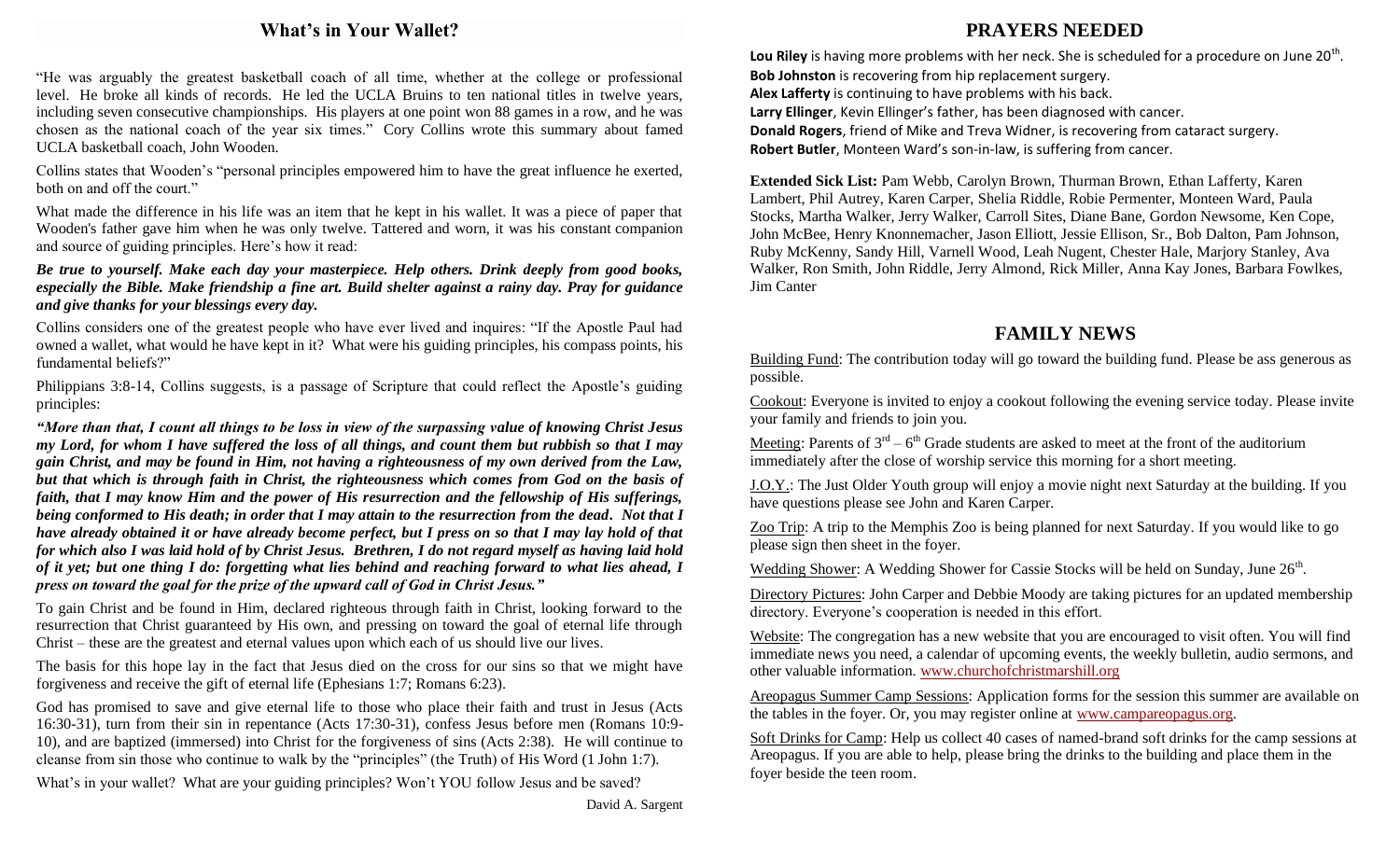## What's in Your Wallet?

"He was arguably the greatest basketball coach of all time, whether at the college or professional level. He broke all kinds of records. He led the UCLA Bruins to ten national titles in twelve years, including seven consecutive championships. His players at one point won 88 games in a row, and he was chosen as the national coach of the year six times." Cory Collins wrote this summary about famed UCLA basketball coach, John Wooden.

Collins states that Wooden's "personal principles empowered him to have the great influence he exerted, both on and off the court."

What made the difference in his life was an item that he kept in his wallet. It was a piece of paper that Wooden's father gave him when he was only twelve. Tattered and worn, it was his constant companion and source of guiding principles. Here's how it read:

***Be true to yourself. Make each day your masterpiece. Help others. Drink deeply from good books, especially the Bible. Make friendship a fine art. Build shelter against a rainy day. Pray for guidance and give thanks for your blessings every day.***

Collins considers one of the greatest people who have ever lived and inquires: "If the Apostle Paul had owned a wallet, what would he have kept in it? What were his guiding principles, his compass points, his fundamental beliefs?"

Philippians 3:8-14, Collins suggests, is a passage of Scripture that could reflect the Apostle's guiding principles:

***"More than that, I count all things to be loss in view of the surpassing value of knowing Christ Jesus my Lord, for whom I have suffered the loss of all things, and count them but rubbish so that I may gain Christ, and may be found in Him, not having a righteousness of my own derived from the Law, but that which is through faith in Christ, the righteousness which comes from God on the basis of faith, that I may know Him and the power of His resurrection and the fellowship of His sufferings, being conformed to His death; in order that I may attain to the resurrection from the dead. Not that I have already obtained it or have already become perfect, but I press on so that I may lay hold of that for which also I was laid hold of by Christ Jesus. Brethren, I do not regard myself as having laid hold of it yet; but one thing I do: forgetting what lies behind and reaching forward to what lies ahead, I press on toward the goal for the prize of the upward call of God in Christ Jesus."***

To gain Christ and be found in Him, declared righteous through faith in Christ, looking forward to the resurrection that Christ guaranteed by His own, and pressing on toward the goal of eternal life through Christ – these are the greatest and eternal values upon which each of us should live our lives.

The basis for this hope lay in the fact that Jesus died on the cross for our sins so that we might have forgiveness and receive the gift of eternal life (Ephesians 1:7; Romans 6:23).

God has promised to save and give eternal life to those who place their faith and trust in Jesus (Acts 16:30-31), turn from their sin in repentance (Acts 17:30-31), confess Jesus before men (Romans 10:9-10), and are baptized (immersed) into Christ for the forgiveness of sins (Acts 2:38). He will continue to cleanse from sin those who continue to walk by the "principles" (the Truth) of His Word (1 John 1:7).

What's in your wallet? What are your guiding principles? Won't YOU follow Jesus and be saved?

David A. Sargent

## PRAYERS NEEDED

**Lou Riley** is having more problems with her neck. She is scheduled for a procedure on June 20th.
**Bob Johnston** is recovering from hip replacement surgery.
**Alex Lafferty** is continuing to have problems with his back.
**Larry Ellinger**, Kevin Ellinger's father, has been diagnosed with cancer.
**Donald Rogers**, friend of Mike and Treva Widner, is recovering from cataract surgery.
**Robert Butler**, Monteen Ward's son-in-law, is suffering from cancer.

**Extended Sick List:** Pam Webb, Carolyn Brown, Thurman Brown, Ethan Lafferty, Karen Lambert, Phil Autrey, Karen Carper, Shelia Riddle, Robie Permenter, Monteen Ward, Paula Stocks, Martha Walker, Jerry Walker, Carroll Sites, Diane Bane, Gordon Newsome, Ken Cope, John McBee, Henry Knonnemacher, Jason Elliott, Jessie Ellison, Sr., Bob Dalton, Pam Johnson, Ruby McKenny, Sandy Hill, Varnell Wood, Leah Nugent, Chester Hale, Marjory Stanley, Ava Walker, Ron Smith, John Riddle, Jerry Almond, Rick Miller, Anna Kay Jones, Barbara Fowlkes, Jim Canter

## FAMILY NEWS

Building Fund: The contribution today will go toward the building fund. Please be ass generous as possible.

Cookout: Everyone is invited to enjoy a cookout following the evening service today. Please invite your family and friends to join you.

Meeting: Parents of 3rd – 6th Grade students are asked to meet at the front of the auditorium immediately after the close of worship service this morning for a short meeting.

J.O.Y.: The Just Older Youth group will enjoy a movie night next Saturday at the building. If you have questions please see John and Karen Carper.

Zoo Trip: A trip to the Memphis Zoo is being planned for next Saturday. If you would like to go please sign then sheet in the foyer.

Wedding Shower: A Wedding Shower for Cassie Stocks will be held on Sunday, June 26th.

Directory Pictures: John Carper and Debbie Moody are taking pictures for an updated membership directory. Everyone's cooperation is needed in this effort.

Website: The congregation has a new website that you are encouraged to visit often. You will find immediate news you need, a calendar of upcoming events, the weekly bulletin, audio sermons, and other valuable information. www.churchofchristmarshill.org

Areopagus Summer Camp Sessions: Application forms for the session this summer are available on the tables in the foyer. Or, you may register online at www.campareopagus.org.

Soft Drinks for Camp: Help us collect 40 cases of named-brand soft drinks for the camp sessions at Areopagus. If you are able to help, please bring the drinks to the building and place them in the foyer beside the teen room.